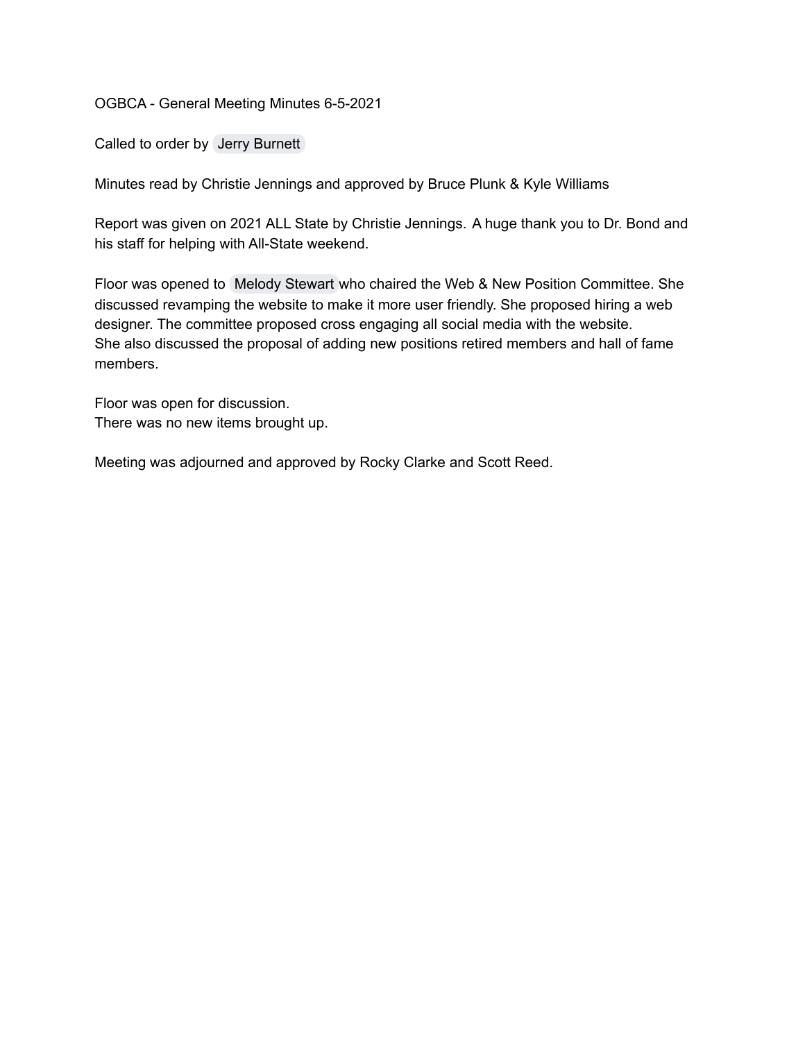OGBCA - General Meeting Minutes 6-5-2021

Called to order by Jerry Burnett

Minutes read by Christie Jennings and approved by Bruce Plunk & Kyle Williams

Report was given on 2021 ALL State by Christie Jennings. A huge thank you to Dr. Bond and his staff for helping with All-State weekend.

Floor was opened to Melody Stewart who chaired the Web & New Position Committee. She discussed revamping the website to make it more user friendly. She proposed hiring a web designer. The committee proposed cross engaging all social media with the website.
She also discussed the proposal of adding new positions retired members and hall of fame members.

Floor was open for discussion.
There was no new items brought up.

Meeting was adjourned and approved by Rocky Clarke and Scott Reed.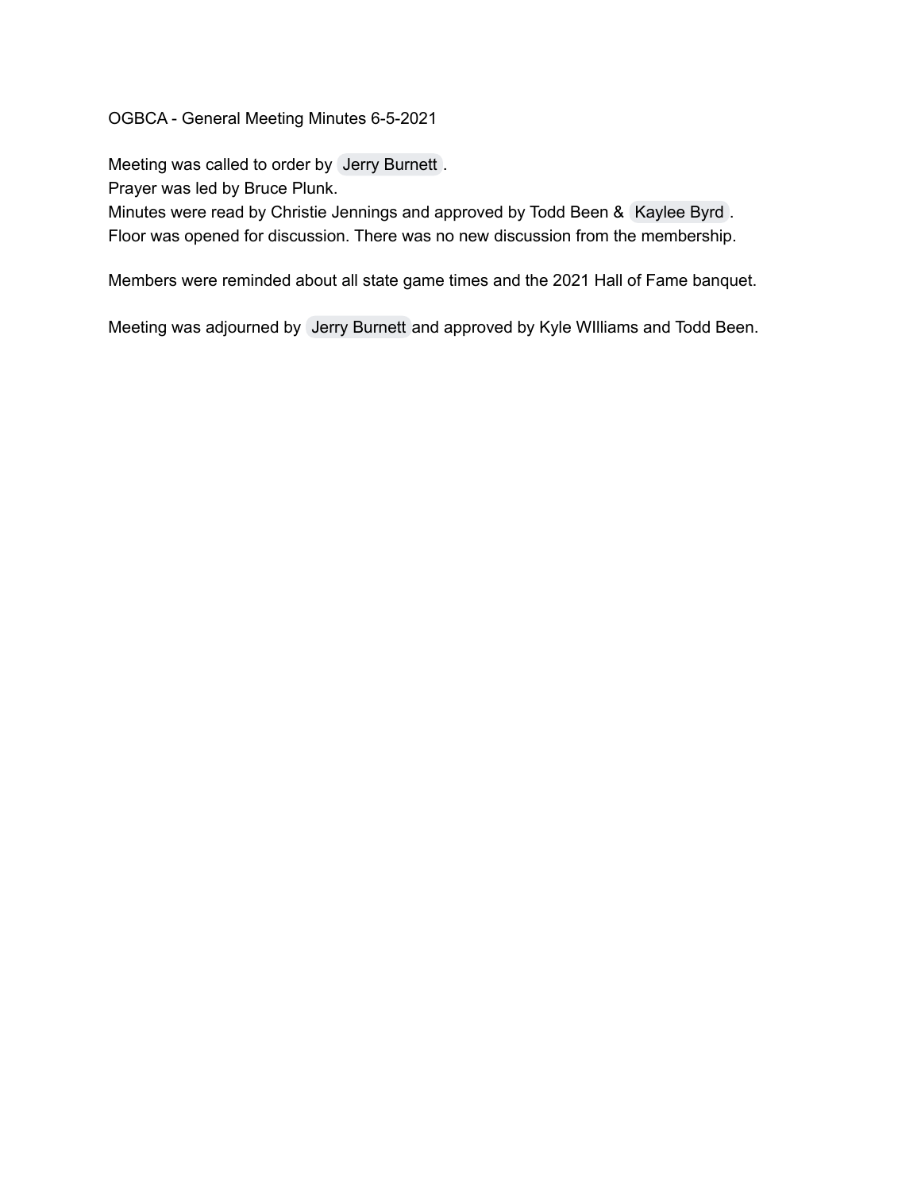OGBCA - General Meeting Minutes 6-5-2021

Meeting was called to order by Jerry Burnett.
Prayer was led by Bruce Plunk.
Minutes were read by Christie Jennings and approved by Todd Been & Kaylee Byrd.
Floor was opened for discussion. There was no new discussion from the membership.

Members were reminded about all state game times and the 2021 Hall of Fame banquet.

Meeting was adjourned by Jerry Burnett and approved by Kyle WIlliams and Todd Been.